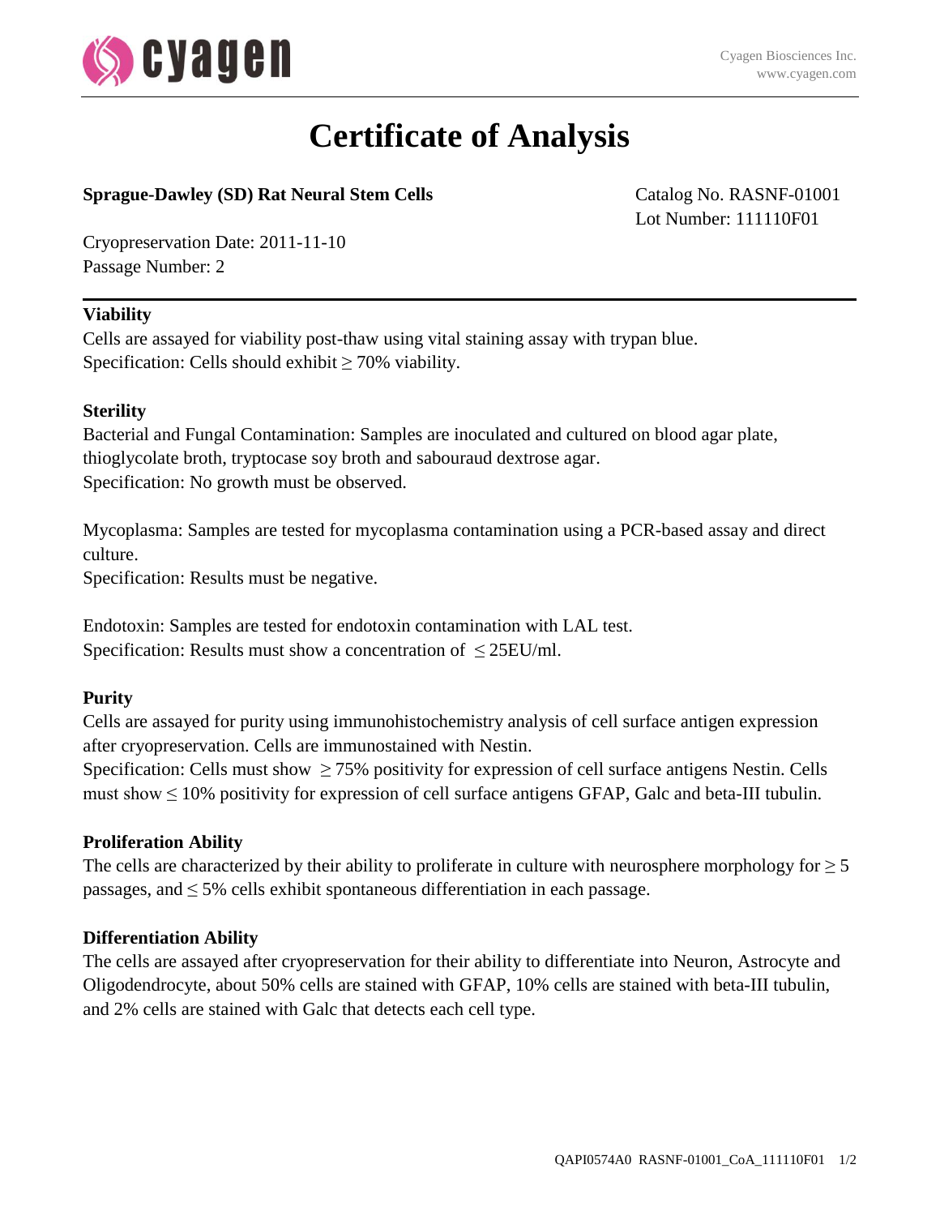# Certificate of Analysis

**Sprague-Dawley (SD) Rat Neural Stem Cells**

Catalog No. RASNF-01001
Lot Number: 111110F01

Cryopreservation Date: 2011-11-10
Passage Number: 2

---

**Viability**

Cells are assayed for viability post-thaw using vital staining assay with trypan blue.
Specification: Cells should exhibit ≥ 70% viability.

**Sterility**

Bacterial and Fungal Contamination: Samples are inoculated and cultured on blood agar plate, thioglycolate broth, tryptocase soy broth and sabouraud dextrose agar.
Specification: No growth must be observed.

Mycoplasma: Samples are tested for mycoplasma contamination using a PCR-based assay and direct culture.
Specification: Results must be negative.

Endotoxin: Samples are tested for endotoxin contamination with LAL test.
Specification: Results must show a concentration of ≤ 25EU/ml.

**Purity**

Cells are assayed for purity using immunohistochemistry analysis of cell surface antigen expression after cryopreservation. Cells are immunostained with Nestin.
Specification: Cells must show ≥ 75% positivity for expression of cell surface antigens Nestin. Cells must show ≤ 10% positivity for expression of cell surface antigens GFAP, Galc and beta-III tubulin.

**Proliferation Ability**

The cells are characterized by their ability to proliferate in culture with neurosphere morphology for ≥ 5 passages, and ≤ 5% cells exhibit spontaneous differentiation in each passage.

**Differentiation Ability**

The cells are assayed after cryopreservation for their ability to differentiate into Neuron, Astrocyte and Oligodendrocyte, about 50% cells are stained with GFAP, 10% cells are stained with beta-III tubulin, and 2% cells are stained with Galc that detects each cell type.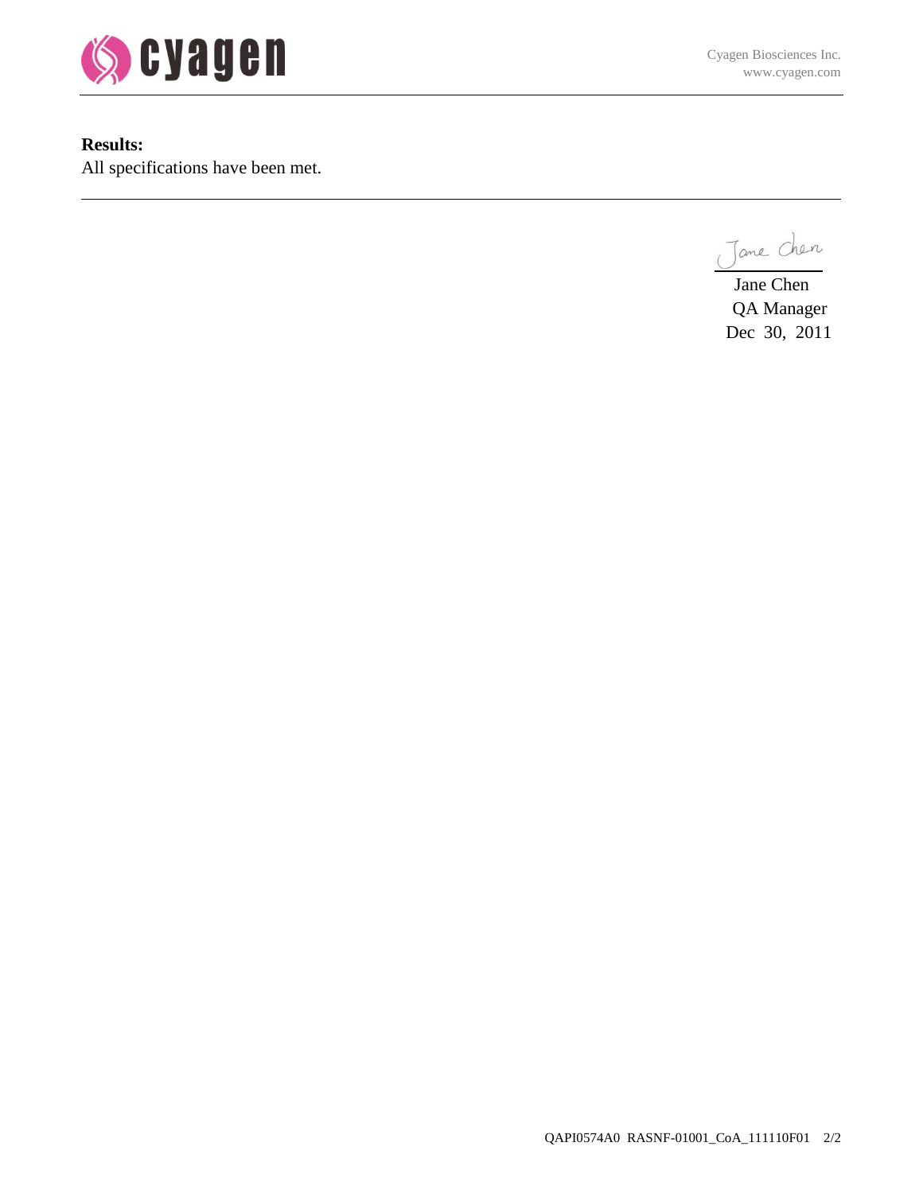**Results:**

All specifications have been met.

---

Jane Chen

QA Manager

Dec 30, 2011